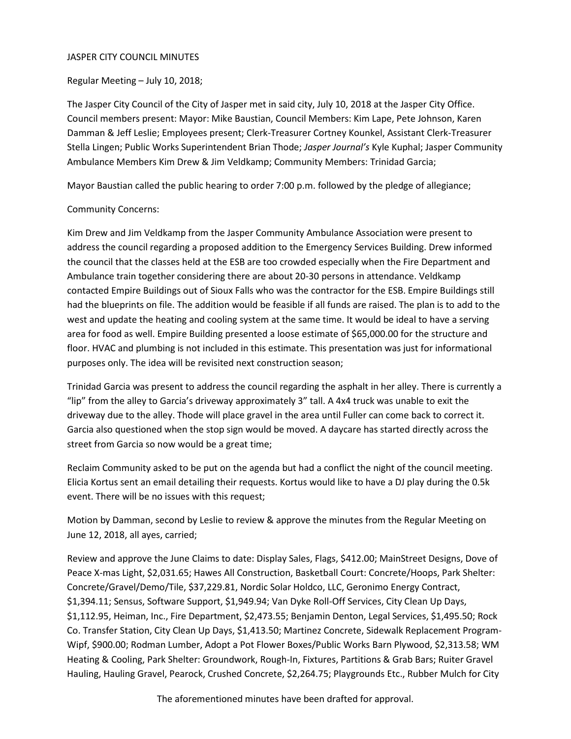# JASPER CITY COUNCIL MINUTES

Regular Meeting – July 10, 2018;

The Jasper City Council of the City of Jasper met in said city, July 10, 2018 at the Jasper City Office. Council members present: Mayor: Mike Baustian, Council Members: Kim Lape, Pete Johnson, Karen Damman & Jeff Leslie; Employees present; Clerk-Treasurer Cortney Kounkel, Assistant Clerk-Treasurer Stella Lingen; Public Works Superintendent Brian Thode; *Jasper Journal's* Kyle Kuphal; Jasper Community Ambulance Members Kim Drew & Jim Veldkamp; Community Members: Trinidad Garcia;

Mayor Baustian called the public hearing to order 7:00 p.m. followed by the pledge of allegiance;

Community Concerns:

Kim Drew and Jim Veldkamp from the Jasper Community Ambulance Association were present to address the council regarding a proposed addition to the Emergency Services Building. Drew informed the council that the classes held at the ESB are too crowded especially when the Fire Department and Ambulance train together considering there are about 20-30 persons in attendance. Veldkamp contacted Empire Buildings out of Sioux Falls who was the contractor for the ESB. Empire Buildings still had the blueprints on file. The addition would be feasible if all funds are raised. The plan is to add to the west and update the heating and cooling system at the same time. It would be ideal to have a serving area for food as well. Empire Building presented a loose estimate of $65,000.00 for the structure and floor. HVAC and plumbing is not included in this estimate. This presentation was just for informational purposes only. The idea will be revisited next construction season;

Trinidad Garcia was present to address the council regarding the asphalt in her alley. There is currently a "lip" from the alley to Garcia's driveway approximately 3" tall. A 4x4 truck was unable to exit the driveway due to the alley. Thode will place gravel in the area until Fuller can come back to correct it. Garcia also questioned when the stop sign would be moved. A daycare has started directly across the street from Garcia so now would be a great time;

Reclaim Community asked to be put on the agenda but had a conflict the night of the council meeting. Elicia Kortus sent an email detailing their requests. Kortus would like to have a DJ play during the 0.5k event. There will be no issues with this request;

Motion by Damman, second by Leslie to review & approve the minutes from the Regular Meeting on June 12, 2018, all ayes, carried;

Review and approve the June Claims to date: Display Sales, Flags, $412.00; MainStreet Designs, Dove of Peace X-mas Light, $2,031.65; Hawes All Construction, Basketball Court: Concrete/Hoops, Park Shelter: Concrete/Gravel/Demo/Tile, $37,229.81, Nordic Solar Holdco, LLC, Geronimo Energy Contract, $1,394.11; Sensus, Software Support, $1,949.94; Van Dyke Roll-Off Services, City Clean Up Days, $1,112.95, Heiman, Inc., Fire Department, $2,473.55; Benjamin Denton, Legal Services, $1,495.50; Rock Co. Transfer Station, City Clean Up Days, $1,413.50; Martinez Concrete, Sidewalk Replacement Program-Wipf, $900.00; Rodman Lumber, Adopt a Pot Flower Boxes/Public Works Barn Plywood, $2,313.58; WM Heating & Cooling, Park Shelter: Groundwork, Rough-In, Fixtures, Partitions & Grab Bars; Ruiter Gravel Hauling, Hauling Gravel, Pearock, Crushed Concrete, $2,264.75; Playgrounds Etc., Rubber Mulch for City

The aforementioned minutes have been drafted for approval.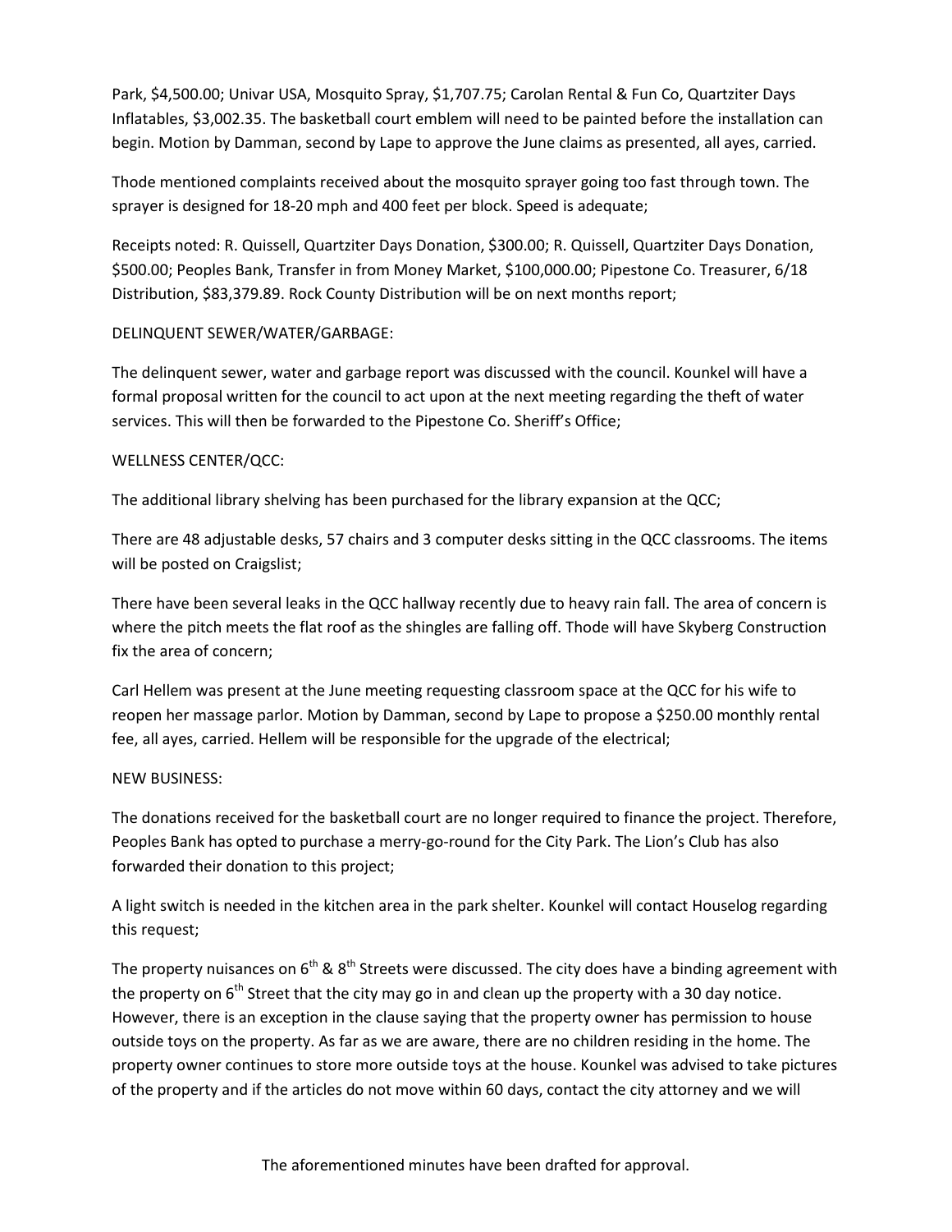Park, $4,500.00; Univar USA, Mosquito Spray, $1,707.75; Carolan Rental & Fun Co, Quartziter Days Inflatables, $3,002.35. The basketball court emblem will need to be painted before the installation can begin. Motion by Damman, second by Lape to approve the June claims as presented, all ayes, carried.

Thode mentioned complaints received about the mosquito sprayer going too fast through town. The sprayer is designed for 18-20 mph and 400 feet per block. Speed is adequate;

Receipts noted: R. Quissell, Quartziter Days Donation, $300.00; R. Quissell, Quartziter Days Donation, $500.00; Peoples Bank, Transfer in from Money Market, $100,000.00; Pipestone Co. Treasurer, 6/18 Distribution, $83,379.89. Rock County Distribution will be on next months report;

DELINQUENT SEWER/WATER/GARBAGE:

The delinquent sewer, water and garbage report was discussed with the council. Kounkel will have a formal proposal written for the council to act upon at the next meeting regarding the theft of water services. This will then be forwarded to the Pipestone Co. Sheriff's Office;

WELLNESS CENTER/QCC:

The additional library shelving has been purchased for the library expansion at the QCC;

There are 48 adjustable desks, 57 chairs and 3 computer desks sitting in the QCC classrooms. The items will be posted on Craigslist;

There have been several leaks in the QCC hallway recently due to heavy rain fall. The area of concern is where the pitch meets the flat roof as the shingles are falling off. Thode will have Skyberg Construction fix the area of concern;

Carl Hellem was present at the June meeting requesting classroom space at the QCC for his wife to reopen her massage parlor. Motion by Damman, second by Lape to propose a $250.00 monthly rental fee, all ayes, carried. Hellem will be responsible for the upgrade of the electrical;

NEW BUSINESS:

The donations received for the basketball court are no longer required to finance the project. Therefore, Peoples Bank has opted to purchase a merry-go-round for the City Park. The Lion's Club has also forwarded their donation to this project;

A light switch is needed in the kitchen area in the park shelter. Kounkel will contact Houselog regarding this request;

The property nuisances on 6th & 8th Streets were discussed. The city does have a binding agreement with the property on 6th Street that the city may go in and clean up the property with a 30 day notice. However, there is an exception in the clause saying that the property owner has permission to house outside toys on the property. As far as we are aware, there are no children residing in the home. The property owner continues to store more outside toys at the house. Kounkel was advised to take pictures of the property and if the articles do not move within 60 days, contact the city attorney and we will

The aforementioned minutes have been drafted for approval.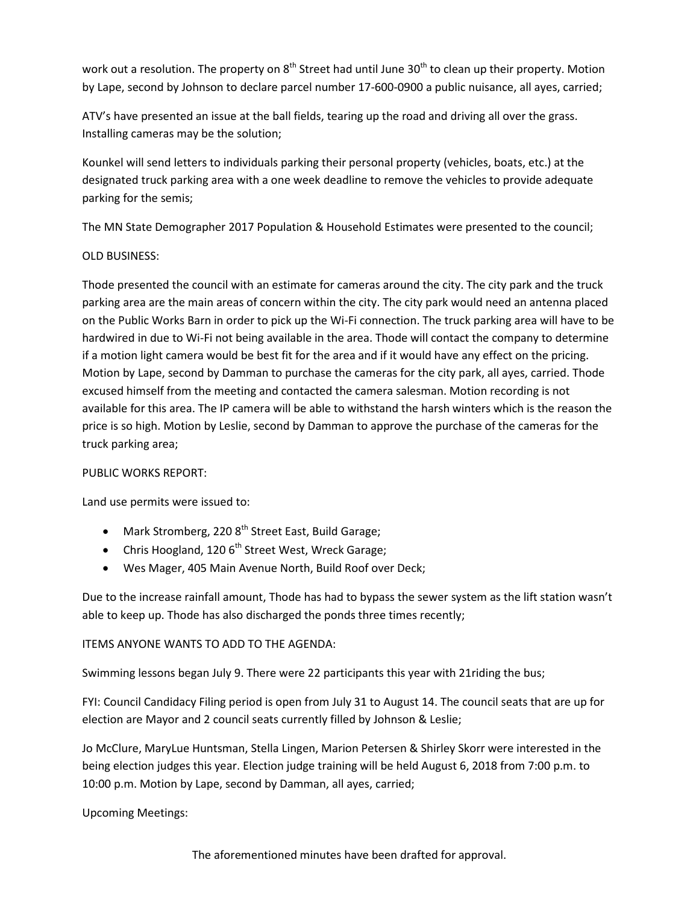work out a resolution. The property on 8th Street had until June 30th to clean up their property. Motion by Lape, second by Johnson to declare parcel number 17-600-0900 a public nuisance, all ayes, carried;

ATV's have presented an issue at the ball fields, tearing up the road and driving all over the grass. Installing cameras may be the solution;

Kounkel will send letters to individuals parking their personal property (vehicles, boats, etc.) at the designated truck parking area with a one week deadline to remove the vehicles to provide adequate parking for the semis;

The MN State Demographer 2017 Population & Household Estimates were presented to the council;

OLD BUSINESS:

Thode presented the council with an estimate for cameras around the city. The city park and the truck parking area are the main areas of concern within the city. The city park would need an antenna placed on the Public Works Barn in order to pick up the Wi-Fi connection. The truck parking area will have to be hardwired in due to Wi-Fi not being available in the area. Thode will contact the company to determine if a motion light camera would be best fit for the area and if it would have any effect on the pricing. Motion by Lape, second by Damman to purchase the cameras for the city park, all ayes, carried. Thode excused himself from the meeting and contacted the camera salesman. Motion recording is not available for this area. The IP camera will be able to withstand the harsh winters which is the reason the price is so high. Motion by Leslie, second by Damman to approve the purchase of the cameras for the truck parking area;

PUBLIC WORKS REPORT:

Land use permits were issued to:

- Mark Stromberg, 220 8th Street East, Build Garage;
- Chris Hoogland, 120 6th Street West, Wreck Garage;
- Wes Mager, 405 Main Avenue North, Build Roof over Deck;

Due to the increase rainfall amount, Thode has had to bypass the sewer system as the lift station wasn't able to keep up. Thode has also discharged the ponds three times recently;

ITEMS ANYONE WANTS TO ADD TO THE AGENDA:

Swimming lessons began July 9. There were 22 participants this year with 21riding the bus;

FYI: Council Candidacy Filing period is open from July 31 to August 14. The council seats that are up for election are Mayor and 2 council seats currently filled by Johnson & Leslie;

Jo McClure, MaryLue Huntsman, Stella Lingen, Marion Petersen & Shirley Skorr were interested in the being election judges this year. Election judge training will be held August 6, 2018 from 7:00 p.m. to 10:00 p.m. Motion by Lape, second by Damman, all ayes, carried;

Upcoming Meetings:

The aforementioned minutes have been drafted for approval.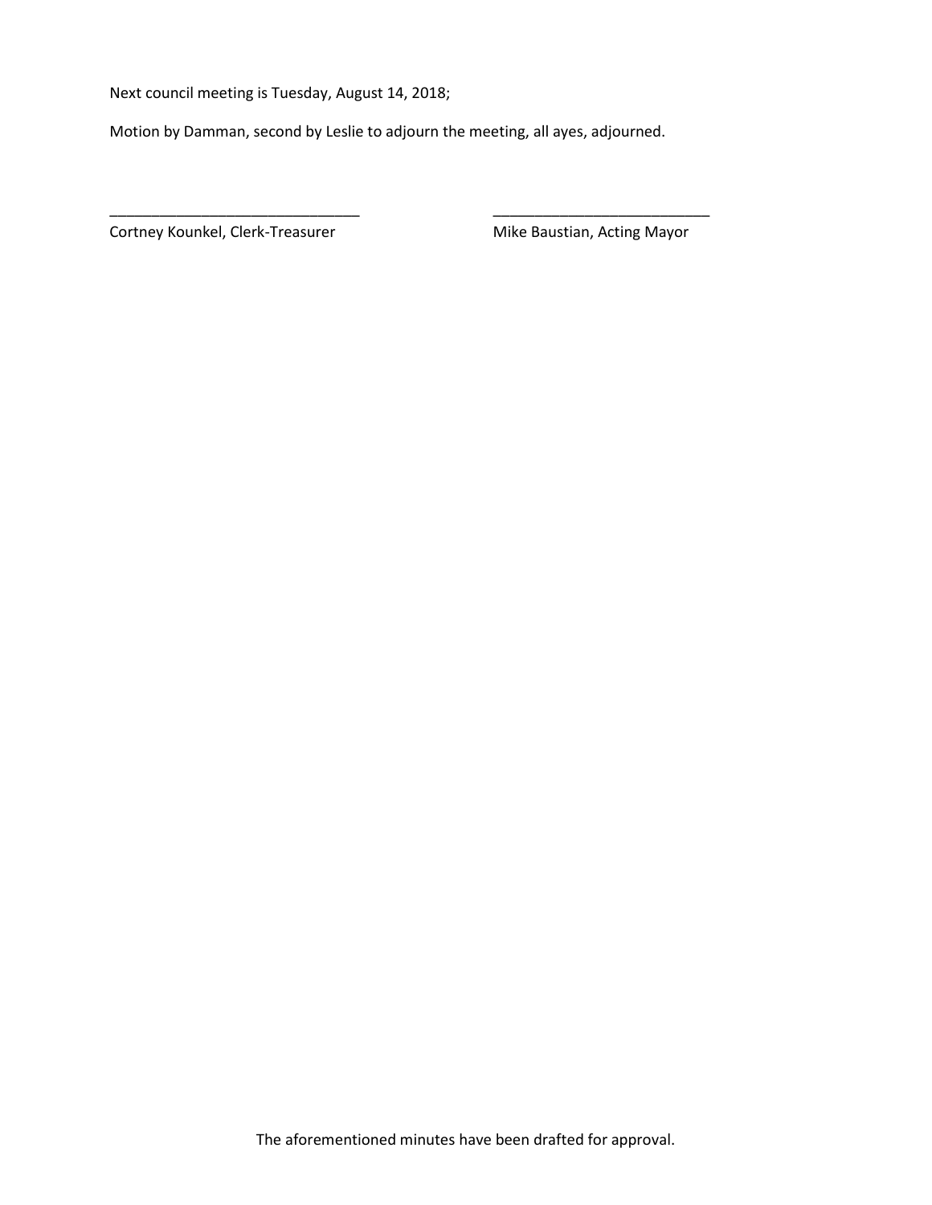Next council meeting is Tuesday, August 14, 2018;

Motion by Damman, second by Leslie to adjourn the meeting, all ayes, adjourned.

______________________________ ______________________________

Cortney Kounkel, Clerk-Treasurer Mike Baustian, Acting Mayor

The aforementioned minutes have been drafted for approval.